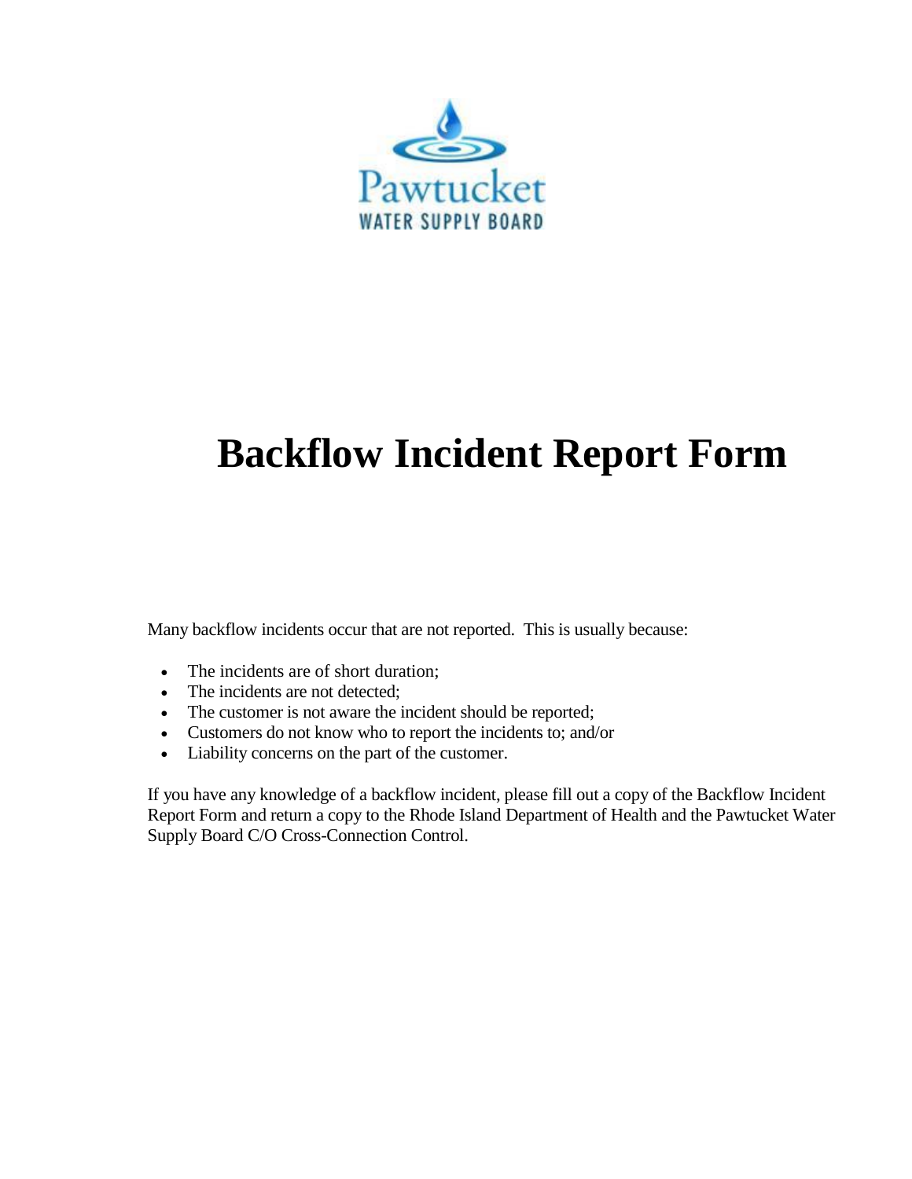Pawtucket

WATER SUPPLY BOARD

# Backflow Incident Report Form

Many backflow incidents occur that are not reported. This is usually because:

- The incidents are of short duration;
- The incidents are not detected;
- The customer is not aware the incident should be reported;
- Customers do not know who to report the incidents to; and/or
- Liability concerns on the part of the customer.

If you have any knowledge of a backflow incident, please fill out a copy of the Backflow Incident Report Form and return a copy to the Rhode Island Department of Health and the Pawtucket Water Supply Board C/O Cross-Connection Control.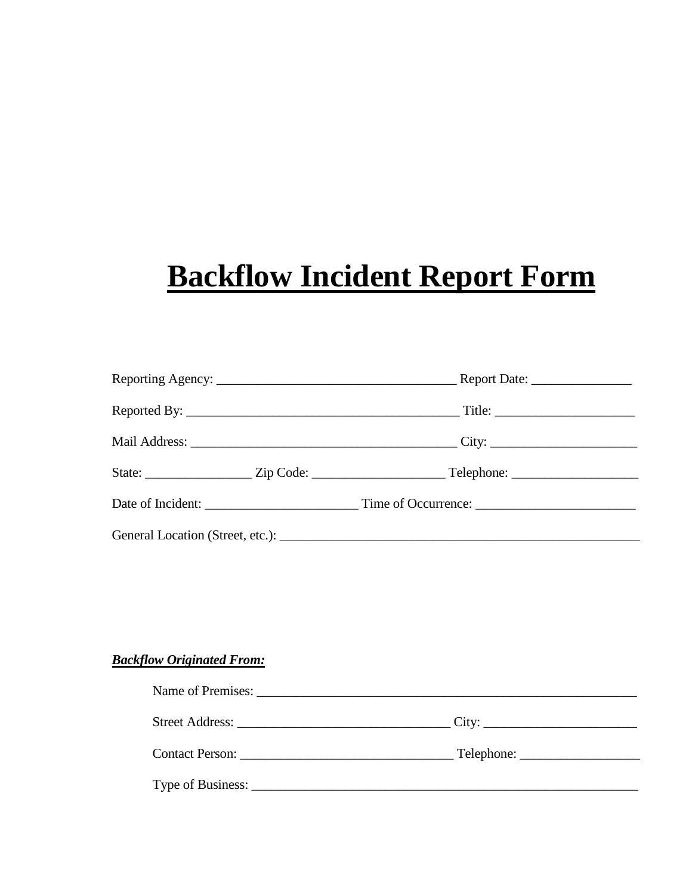# Backflow Incident Report Form

Reporting Agency: ____________________________________ Report Date: _______________

Reported By: _________________________________________ Title: _____________________

Mail Address: ________________________________________ City: ______________________

State: ________________ Zip Code: ____________________ Telephone: ___________________

Date of Incident: _______________________ Time of Occurrence: ________________________

General Location (Street, etc.): _______________________________________________________

***Backflow Originated From:***

Name of Premises: ____________________________________________________________

Street Address: ________________________________ City: _______________________

Contact Person: ________________________________ Telephone: __________________

Type of Business: ____________________________________________________________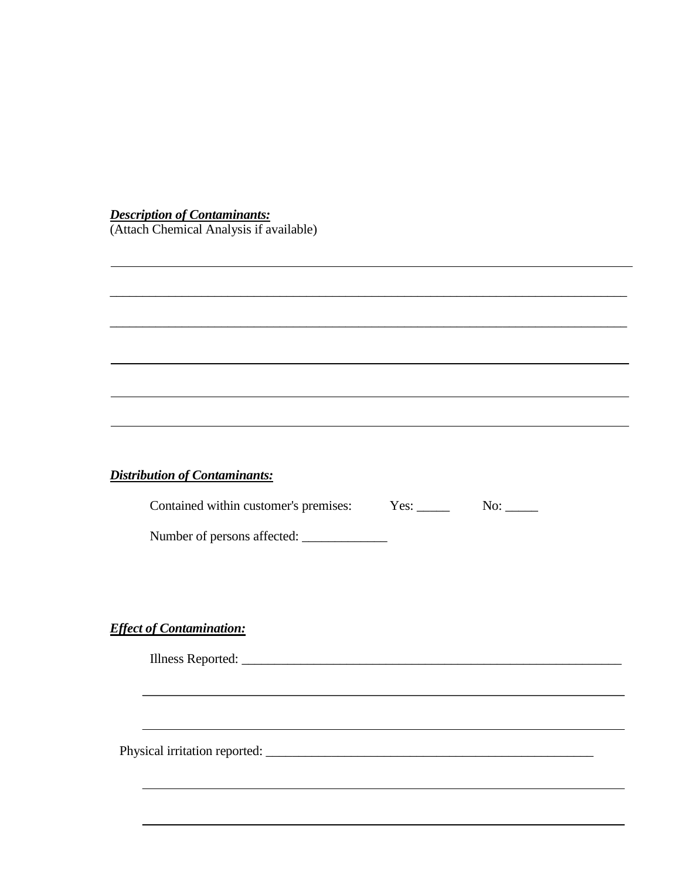***Description of Contaminants:***
(Attach Chemical Analysis if available)

________________________________________________________________________________

________________________________________________________________________________

________________________________________________________________________________

________________________________________________________________________________

________________________________________________________________________________

________________________________________________________________________________

***Distribution of Contaminants:***

Contained within customer's premises: Yes: _____ No: _____

Number of persons affected: _____________

***Effect of Contamination:***

Illness Reported: ___________________________________________________________

____________________________________________________________________________

____________________________________________________________________________

Physical irritation reported: ____________________________________________________

____________________________________________________________________________

____________________________________________________________________________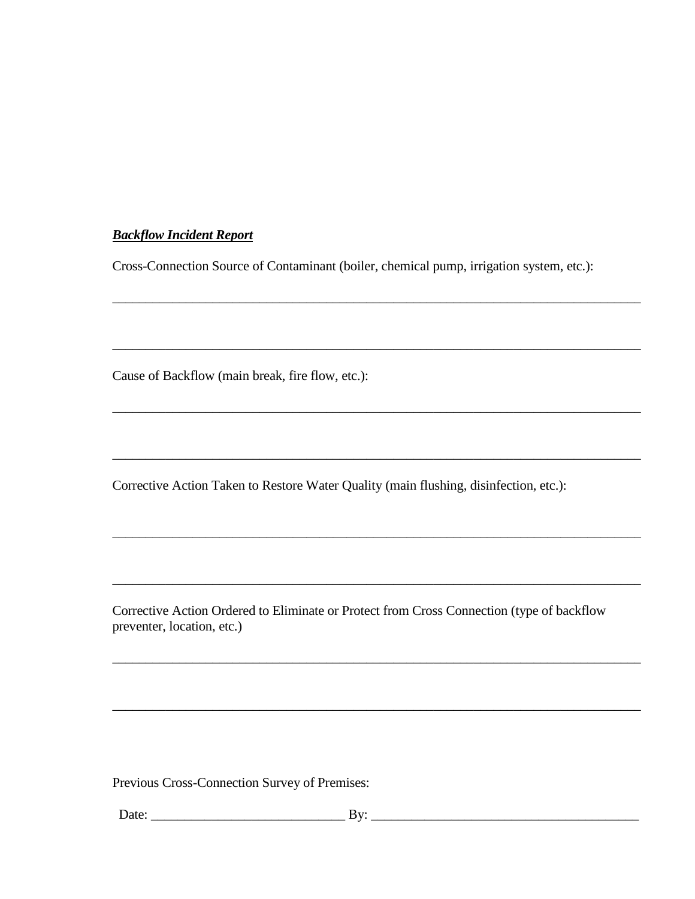***Backflow Incident Report***

Cross-Connection Source of Contaminant (boiler, chemical pump, irrigation system, etc.):

\_\_\_\_\_\_\_\_\_\_\_\_\_\_\_\_\_\_\_\_\_\_\_\_\_\_\_\_\_\_\_\_\_\_\_\_\_\_\_\_\_\_\_\_\_\_\_\_\_\_\_\_\_\_\_\_\_\_\_\_\_\_\_\_\_\_\_\_\_\_\_\_\_\_\_\_\_\_

\_\_\_\_\_\_\_\_\_\_\_\_\_\_\_\_\_\_\_\_\_\_\_\_\_\_\_\_\_\_\_\_\_\_\_\_\_\_\_\_\_\_\_\_\_\_\_\_\_\_\_\_\_\_\_\_\_\_\_\_\_\_\_\_\_\_\_\_\_\_\_\_\_\_\_\_\_\_

Cause of Backflow (main break, fire flow, etc.):

\_\_\_\_\_\_\_\_\_\_\_\_\_\_\_\_\_\_\_\_\_\_\_\_\_\_\_\_\_\_\_\_\_\_\_\_\_\_\_\_\_\_\_\_\_\_\_\_\_\_\_\_\_\_\_\_\_\_\_\_\_\_\_\_\_\_\_\_\_\_\_\_\_\_\_\_\_\_

\_\_\_\_\_\_\_\_\_\_\_\_\_\_\_\_\_\_\_\_\_\_\_\_\_\_\_\_\_\_\_\_\_\_\_\_\_\_\_\_\_\_\_\_\_\_\_\_\_\_\_\_\_\_\_\_\_\_\_\_\_\_\_\_\_\_\_\_\_\_\_\_\_\_\_\_\_\_

Corrective Action Taken to Restore Water Quality (main flushing, disinfection, etc.):

\_\_\_\_\_\_\_\_\_\_\_\_\_\_\_\_\_\_\_\_\_\_\_\_\_\_\_\_\_\_\_\_\_\_\_\_\_\_\_\_\_\_\_\_\_\_\_\_\_\_\_\_\_\_\_\_\_\_\_\_\_\_\_\_\_\_\_\_\_\_\_\_\_\_\_\_\_\_

\_\_\_\_\_\_\_\_\_\_\_\_\_\_\_\_\_\_\_\_\_\_\_\_\_\_\_\_\_\_\_\_\_\_\_\_\_\_\_\_\_\_\_\_\_\_\_\_\_\_\_\_\_\_\_\_\_\_\_\_\_\_\_\_\_\_\_\_\_\_\_\_\_\_\_\_\_\_

Corrective Action Ordered to Eliminate or Protect from Cross Connection (type of backflow preventer, location, etc.)

\_\_\_\_\_\_\_\_\_\_\_\_\_\_\_\_\_\_\_\_\_\_\_\_\_\_\_\_\_\_\_\_\_\_\_\_\_\_\_\_\_\_\_\_\_\_\_\_\_\_\_\_\_\_\_\_\_\_\_\_\_\_\_\_\_\_\_\_\_\_\_\_\_\_\_\_\_\_

\_\_\_\_\_\_\_\_\_\_\_\_\_\_\_\_\_\_\_\_\_\_\_\_\_\_\_\_\_\_\_\_\_\_\_\_\_\_\_\_\_\_\_\_\_\_\_\_\_\_\_\_\_\_\_\_\_\_\_\_\_\_\_\_\_\_\_\_\_\_\_\_\_\_\_\_\_\_

Previous Cross-Connection Survey of Premises:

Date: \_\_\_\_\_\_\_\_\_\_\_\_\_\_\_\_\_\_\_\_\_\_\_\_\_\_\_\_ By: \_\_\_\_\_\_\_\_\_\_\_\_\_\_\_\_\_\_\_\_\_\_\_\_\_\_\_\_\_\_\_\_\_\_\_\_\_\_\_\_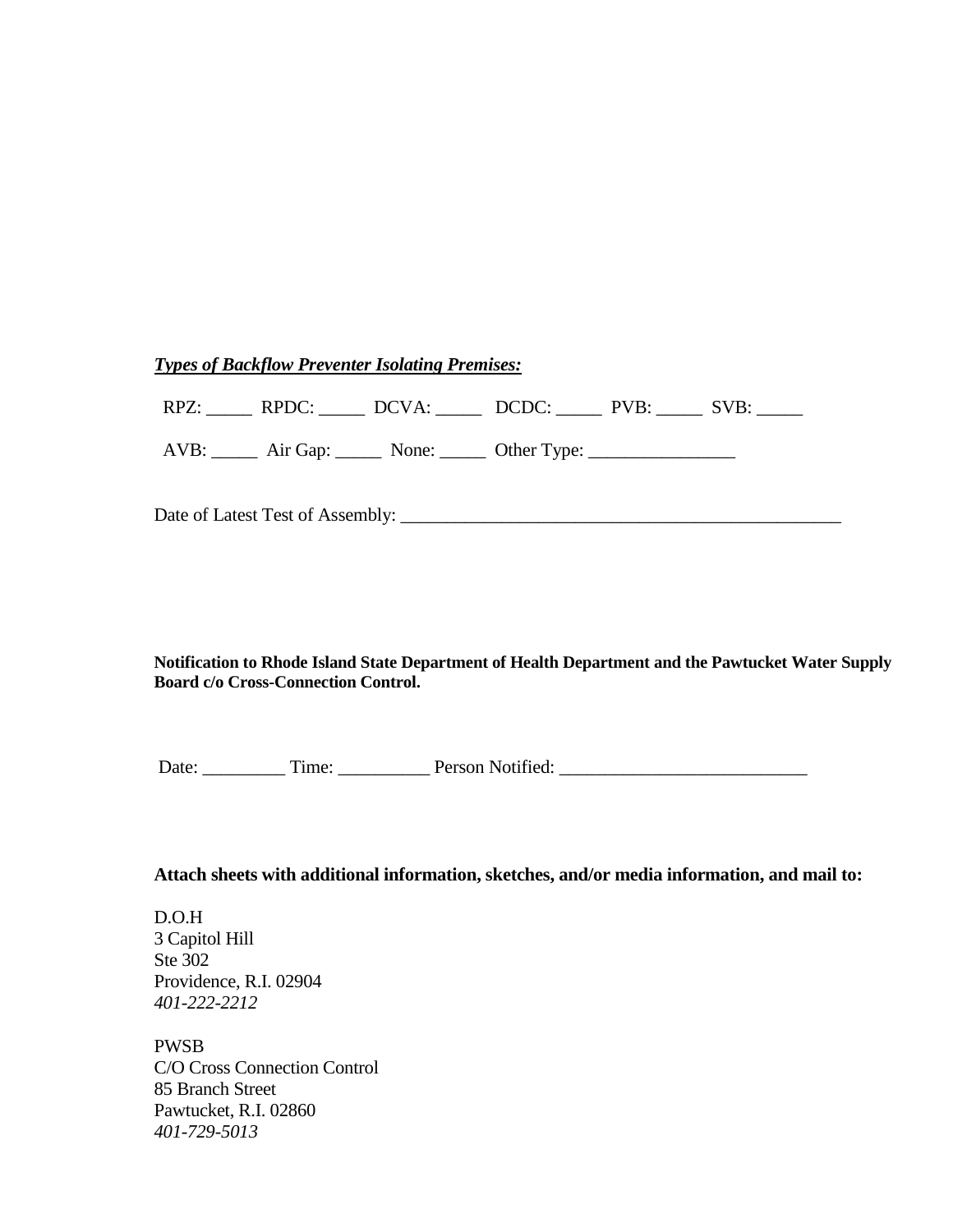***Types of Backflow Preventer Isolating Premises:***

RPZ: _____ RPDC: _____ DCVA: _____ DCDC: _____ PVB: _____ SVB: _____

AVB: _____ Air Gap: _____ None: _____ Other Type: ________________

Date of Latest Test of Assembly: __________________________________________________

**Notification to Rhode Island State Department of Health Department and the Pawtucket Water Supply Board c/o Cross-Connection Control.**

Date: _________ Time: __________ Person Notified: ___________________________

**Attach sheets with additional information, sketches, and/or media information, and mail to:**

D.O.H  
3 Capitol Hill  
Ste 302  
Providence, R.I. 02904  
*401-222-2212*

PWSB  
C/O Cross Connection Control  
85 Branch Street  
Pawtucket, R.I. 02860  
*401-729-5013*